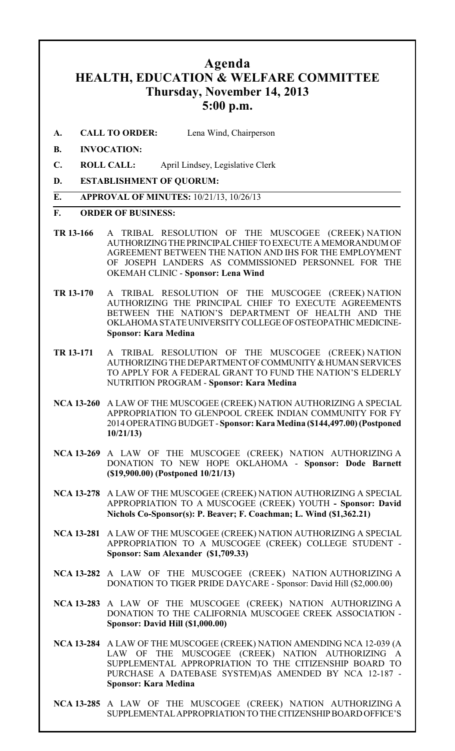# Agenda
# HEALTH, EDUCATION & WELFARE COMMITTEE
## Thursday, November 14, 2013
## 5:00 p.m.

**A. CALL TO ORDER:** Lena Wind, Chairperson

**B. INVOCATION:**

**C. ROLL CALL:** April Lindsey, Legislative Clerk

**D. ESTABLISHMENT OF QUORUM:**

**E. APPROVAL OF MINUTES:** 10/21/13, 10/26/13

**F. ORDER OF BUSINESS:**

**TR 13-166** A TRIBAL RESOLUTION OF THE MUSCOGEE (CREEK) NATION AUTHORIZING THE PRINCIPAL CHIEF TO EXECUTE A MEMORANDUM OF AGREEMENT BETWEEN THE NATION AND IHS FOR THE EMPLOYMENT OF JOSEPH LANDERS AS COMMISSIONED PERSONNEL FOR THE OKEMAH CLINIC - **Sponsor: Lena Wind**

**TR 13-170** A TRIBAL RESOLUTION OF THE MUSCOGEE (CREEK) NATION AUTHORIZING THE PRINCIPAL CHIEF TO EXECUTE AGREEMENTS BETWEEN THE NATION'S DEPARTMENT OF HEALTH AND THE OKLAHOMA STATE UNIVERSITY COLLEGE OF OSTEOPATHIC MEDICINE- **Sponsor: Kara Medina**

**TR 13-171** A TRIBAL RESOLUTION OF THE MUSCOGEE (CREEK) NATION AUTHORIZING THE DEPARTMENT OF COMMUNITY & HUMAN SERVICES TO APPLY FOR A FEDERAL GRANT TO FUND THE NATION'S ELDERLY NUTRITION PROGRAM - **Sponsor: Kara Medina**

**NCA 13-260** A LAW OF THE MUSCOGEE (CREEK) NATION AUTHORIZING A SPECIAL APPROPRIATION TO GLENPOOL CREEK INDIAN COMMUNITY FOR FY 2014 OPERATING BUDGET - **Sponsor: Kara Medina ($144,497.00) (Postponed 10/21/13)**

**NCA 13-269** A LAW OF THE MUSCOGEE (CREEK) NATION AUTHORIZING A DONATION TO NEW HOPE OKLAHOMA - **Sponsor: Dode Barnett ($19,900.00) (Postponed 10/21/13)**

**NCA 13-278** A LAW OF THE MUSCOGEE (CREEK) NATION AUTHORIZING A SPECIAL APPROPRIATION TO A MUSCOGEE (CREEK) YOUTH **- Sponsor: David Nichols Co-Sponsor(s): P. Beaver; F. Coachman; L. Wind ($1,362.21)**

**NCA 13-281** A LAW OF THE MUSCOGEE (CREEK) NATION AUTHORIZING A SPECIAL APPROPRIATION TO A MUSCOGEE (CREEK) COLLEGE STUDENT - **Sponsor: Sam Alexander ($1,709.33)**

**NCA 13-282** A LAW OF THE MUSCOGEE (CREEK) NATION AUTHORIZING A DONATION TO TIGER PRIDE DAYCARE - Sponsor: David Hill ($2,000.00)

**NCA 13-283** A LAW OF THE MUSCOGEE (CREEK) NATION AUTHORIZING A DONATION TO THE CALIFORNIA MUSCOGEE CREEK ASSOCIATION - **Sponsor: David Hill ($1,000.00)**

**NCA 13-284** A LAW OF THE MUSCOGEE (CREEK) NATION AMENDING NCA 12-039 (A LAW OF THE MUSCOGEE (CREEK) NATION AUTHORIZING A SUPPLEMENTAL APPROPRIATION TO THE CITIZENSHIP BOARD TO PURCHASE A DATEBASE SYSTEM)AS AMENDED BY NCA 12-187 - **Sponsor: Kara Medina**

**NCA 13-285** A LAW OF THE MUSCOGEE (CREEK) NATION AUTHORIZING A SUPPLEMENTAL APPROPRIATION TO THE CITIZENSHIP BOARD OFFICE'S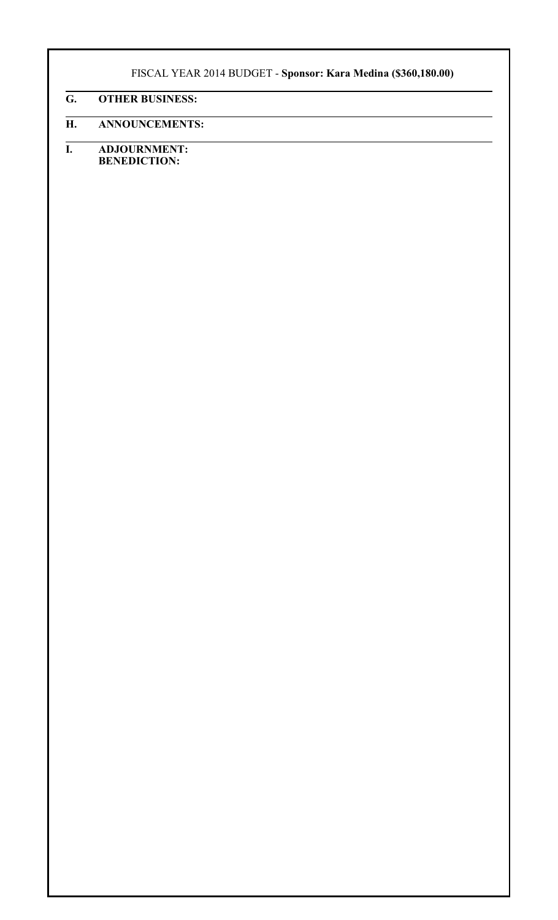FISCAL YEAR 2014 BUDGET - **Sponsor: Kara Medina ($360,180.00)**

## G. OTHER BUSINESS:

## H. ANNOUNCEMENTS:

## I. ADJOURNMENT:
**BENEDICTION:**